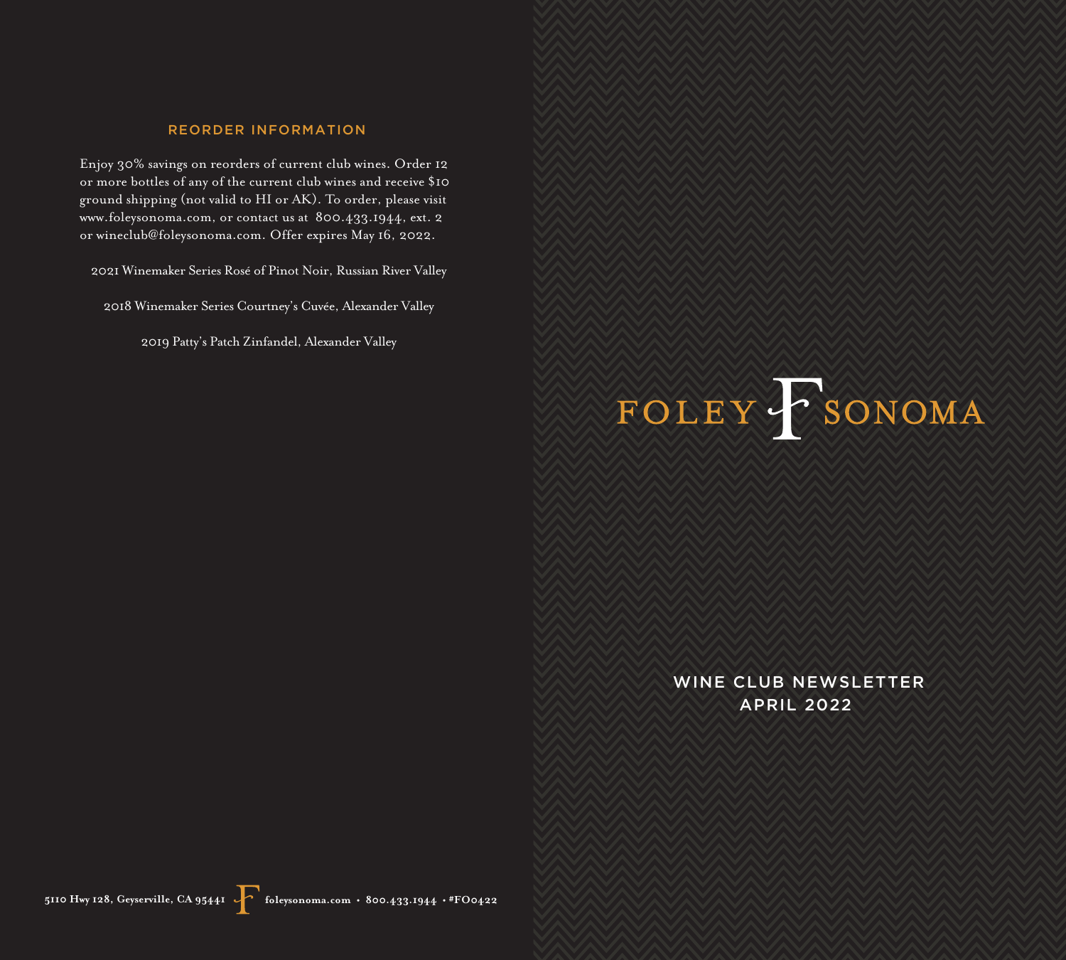## REORDER INFORMATION

Enjoy 30% savings on reorders of current club wines. Order 12 or more bottles of any of the current club wines and receive $10 ground shipping (not valid to HI or AK). To order, please visit www.foleysonoma.com, or contact us at 800.433.1944, ext. 2 or wineclub@foleysonoma.com. Offer expires May 16, 2022.

2021 Winemaker Series Rosé of Pinot Noir, Russian River Valley

2018 Winemaker Series Courtney's Cuvée, Alexander Valley

2019 Patty's Patch Zinfandel, Alexander Valley

**5110 Hwy 128, Geyserville, CA 95441** **foleysonoma.com • 800.433.1944 • #FO0422**

# FOLEY F SONOMA

WINE CLUB NEWSLETTER
APRIL 2022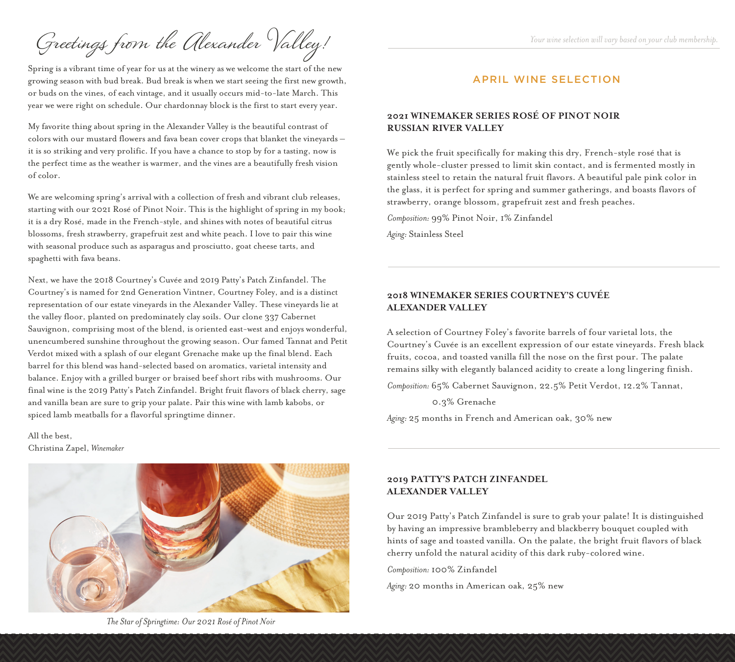# Greetings from the Alexander Valley!

Spring is a vibrant time of year for us at the winery as we welcome the start of the new growing season with bud break. Bud break is when we start seeing the first new growth, or buds on the vines, of each vintage, and it usually occurs mid-to-late March. This year we were right on schedule. Our chardonnay block is the first to start every year.

My favorite thing about spring in the Alexander Valley is the beautiful contrast of colors with our mustard flowers and fava bean cover crops that blanket the vineyards – it is so striking and very prolific. If you have a chance to stop by for a tasting, now is the perfect time as the weather is warmer, and the vines are a beautifully fresh vision of color.

We are welcoming spring's arrival with a collection of fresh and vibrant club releases, starting with our 2021 Rosé of Pinot Noir. This is the highlight of spring in my book; it is a dry Rosé, made in the French-style, and shines with notes of beautiful citrus blossoms, fresh strawberry, grapefruit zest and white peach. I love to pair this wine with seasonal produce such as asparagus and prosciutto, goat cheese tarts, and spaghetti with fava beans.

Next, we have the 2018 Courtney's Cuvée and 2019 Patty's Patch Zinfandel. The Courtney's is named for 2nd Generation Vintner, Courtney Foley, and is a distinct representation of our estate vineyards in the Alexander Valley. These vineyards lie at the valley floor, planted on predominately clay soils. Our clone 337 Cabernet Sauvignon, comprising most of the blend, is oriented east-west and enjoys wonderful, unencumbered sunshine throughout the growing season. Our famed Tannat and Petit Verdot mixed with a splash of our elegant Grenache make up the final blend. Each barrel for this blend was hand-selected based on aromatics, varietal intensity and balance. Enjoy with a grilled burger or braised beef short ribs with mushrooms. Our final wine is the 2019 Patty's Patch Zinfandel. Bright fruit flavors of black cherry, sage and vanilla bean are sure to grip your palate. Pair this wine with lamb kabobs, or spiced lamb meatballs for a flavorful springtime dinner.

All the best,
Christina Zapel, *Winemaker*

*The Star of Springtime: Our 2021 Rosé of Pinot Noir*

*Your wine selection will vary based on your club membership.*

## APRIL WINE SELECTION

### 2021 WINEMAKER SERIES ROSÉ OF PINOT NOIR RUSSIAN RIVER VALLEY

We pick the fruit specifically for making this dry, French-style rosé that is gently whole-cluster pressed to limit skin contact, and is fermented mostly in stainless steel to retain the natural fruit flavors. A beautiful pale pink color in the glass, it is perfect for spring and summer gatherings, and boasts flavors of strawberry, orange blossom, grapefruit zest and fresh peaches.

*Composition:* 99% Pinot Noir, 1% Zinfandel

*Aging:* Stainless Steel

### 2018 WINEMAKER SERIES COURTNEY'S CUVÉE ALEXANDER VALLEY

A selection of Courtney Foley's favorite barrels of four varietal lots, the Courtney's Cuvée is an excellent expression of our estate vineyards. Fresh black fruits, cocoa, and toasted vanilla fill the nose on the first pour. The palate remains silky with elegantly balanced acidity to create a long lingering finish.

*Composition:* 65% Cabernet Sauvignon, 22.5% Petit Verdot, 12.2% Tannat, 0.3% Grenache

*Aging:* 25 months in French and American oak, 30% new

### 2019 PATTY'S PATCH ZINFANDEL ALEXANDER VALLEY

Our 2019 Patty's Patch Zinfandel is sure to grab your palate! It is distinguished by having an impressive brambleberry and blackberry bouquet coupled with hints of sage and toasted vanilla. On the palate, the bright fruit flavors of black cherry unfold the natural acidity of this dark ruby-colored wine.

*Composition:* 100% Zinfandel

*Aging:* 20 months in American oak, 25% new